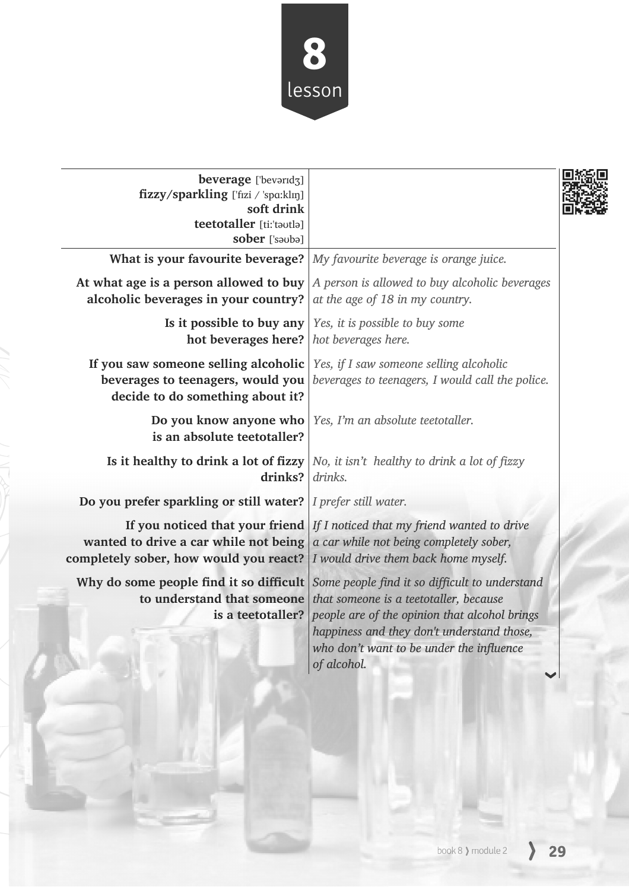# 8 lesson

| | |
|---|---|
| **beverage** ['bevərɪdʒ]<br>**fizzy/sparkling** ['fɪzi / 'spɑːklɪŋ]<br>**soft drink**<br>**teetotaller** [tiː'təʊtlə]<br>**sober** ['səʊbə] | |
| **What is your favourite beverage?** | *My favourite beverage is orange juice.* |
| **At what age is a person allowed to buy alcoholic beverages in your country?** | *A person is allowed to buy alcoholic beverages at the age of 18 in my country.* |
| **Is it possible to buy any hot beverages here?** | *Yes, it is possible to buy some hot beverages here.* |
| **If you saw someone selling alcoholic beverages to teenagers, would you decide to do something about it?** | *Yes, if I saw someone selling alcoholic beverages to teenagers, I would call the police.* |
| **Do you know anyone who is an absolute teetotaller?** | *Yes, I'm an absolute teetotaller.* |
| **Is it healthy to drink a lot of fizzy drinks?** | *No, it isn't healthy to drink a lot of fizzy drinks.* |
| **Do you prefer sparkling or still water?** | *I prefer still water.* |
| **If you noticed that your friend wanted to drive a car while not being completely sober, how would you react?** | *If I noticed that my friend wanted to drive a car while not being completely sober, I would drive them back home myself.* |
| **Why do some people find it so difficult to understand that someone is a teetotaller?** | *Some people find it so difficult to understand that someone is a teetotaller, because people are of the opinion that alcohol brings happiness and they don't understand those, who don't want to be under the influence of alcohol.* |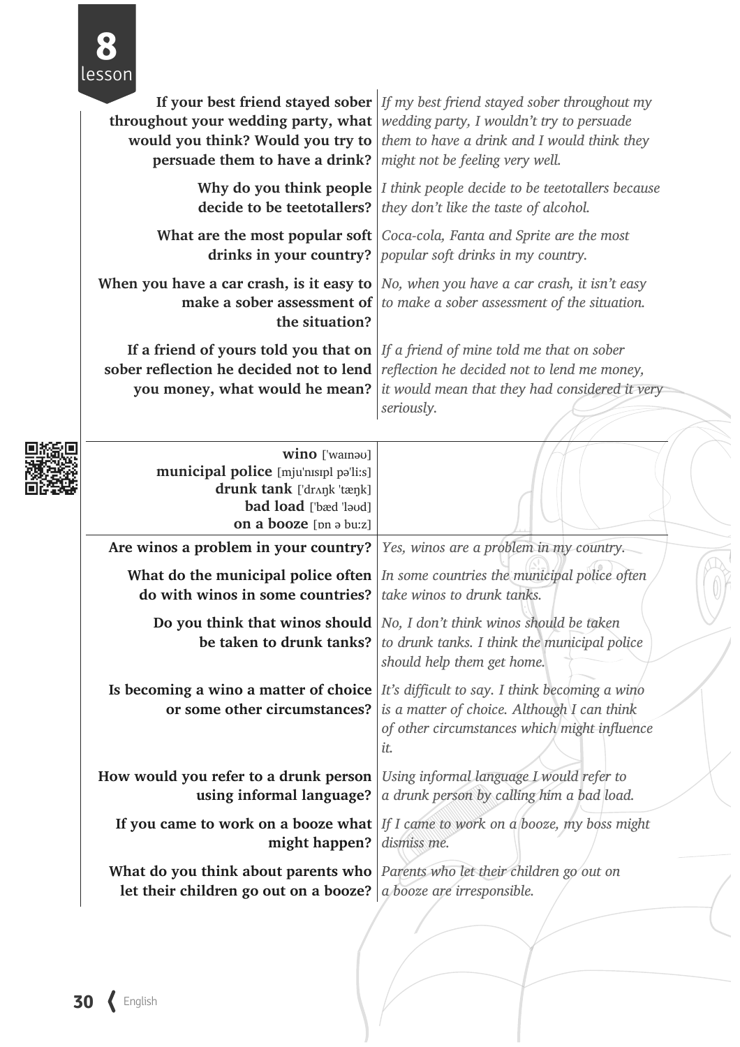# 8 lesson

| | |
|---|---|
| **If your best friend stayed sober throughout your wedding party, what would you think? Would you try to persuade them to have a drink?** | *If my best friend stayed sober throughout my wedding party, I wouldn't try to persuade them to have a drink and I would think they might not be feeling very well.* |
| **Why do you think people decide to be teetotallers?** | *I think people decide to be teetotallers because they don't like the taste of alcohol.* |
| **What are the most popular soft drinks in your country?** | *Coca-cola, Fanta and Sprite are the most popular soft drinks in my country.* |
| **When you have a car crash, is it easy to make a sober assessment of the situation?** | *No, when you have a car crash, it isn't easy to make a sober assessment of the situation.* |
| **If a friend of yours told you that on sober reflection he decided not to lend you money, what would he mean?** | *If a friend of mine told me that on sober reflection he decided not to lend me money, it would mean that they had considered it very seriously.* |

**wino** ['waɪnəʊ]
**municipal police** [mju'nɪsɪpl pə'li:s]
**drunk tank** ['drʌŋk 'tæŋk]
**bad load** ['bæd 'ləʊd]
**on a booze** [ɒn ə bu:z]

| | |
|---|---|
| **Are winos a problem in your country?** | *Yes, winos are a problem in my country.* |
| **What do the municipal police often do with winos in some countries?** | *In some countries the municipal police often take winos to drunk tanks.* |
| **Do you think that winos should be taken to drunk tanks?** | *No, I don't think winos should be taken to drunk tanks. I think the municipal police should help them get home.* |
| **Is becoming a wino a matter of choice or some other circumstances?** | *It's difficult to say. I think becoming a wino is a matter of choice. Although I can think of other circumstances which might influence it.* |
| **How would you refer to a drunk person using informal language?** | *Using informal language I would refer to a drunk person by calling him a bad load.* |
| **If you came to work on a booze what might happen?** | *If I came to work on a booze, my boss might dismiss me.* |
| **What do you think about parents who let their children go out on a booze?** | *Parents who let their children go out on a booze are irresponsible.* |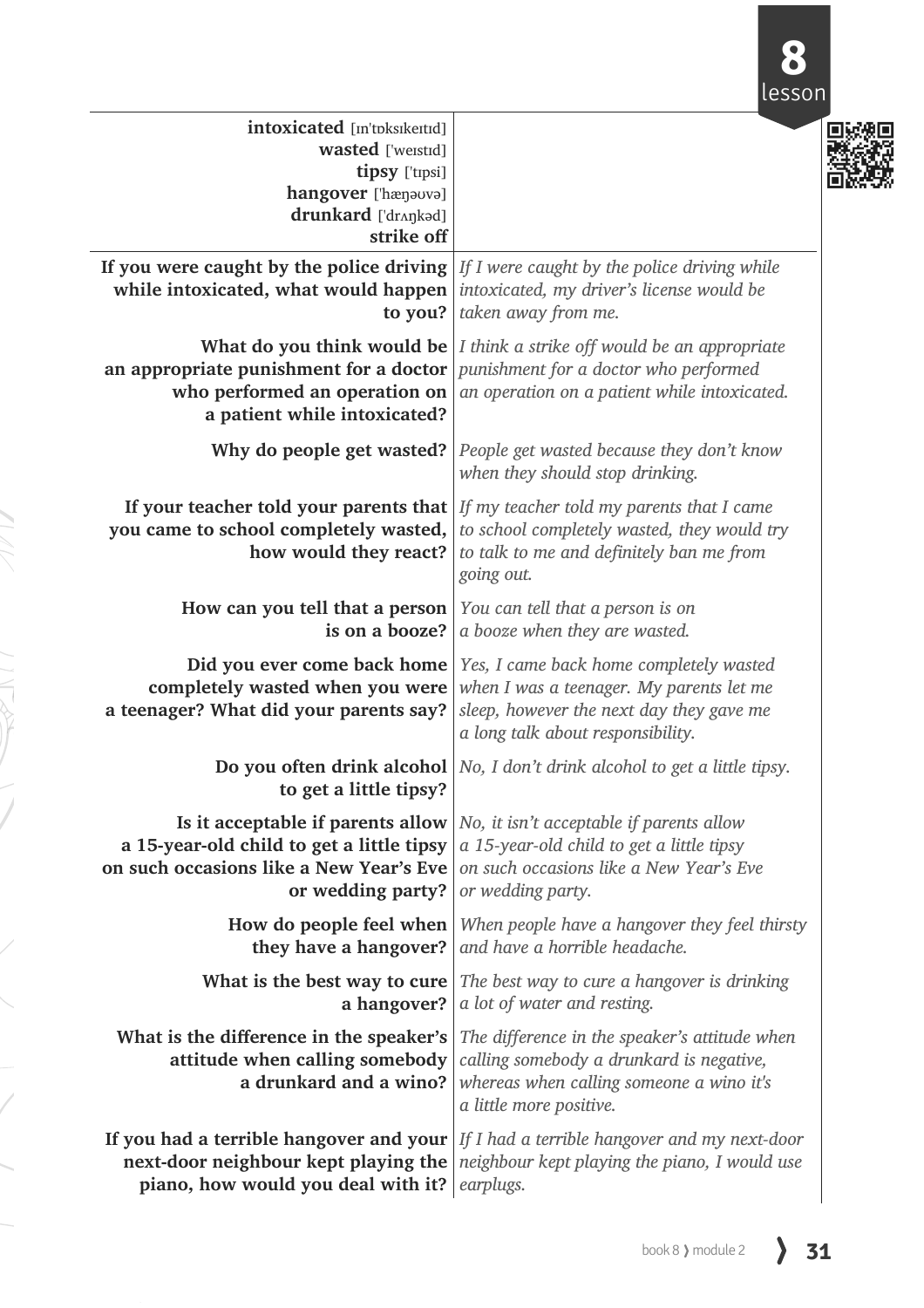# 8 lesson

**intoxicated** [ɪn'tɒksɪkeɪtɪd]
**wasted** ['weɪstɪd]
**tipsy** ['tɪpsi]
**hangover** ['hæŋəʊvə]
**drunkard** ['drʌŋkəd]
**strike off**

| | |
|---|---|
| **If you were caught by the police driving while intoxicated, what would happen to you?** | *If I were caught by the police driving while intoxicated, my driver's license would be taken away from me.* |
| **What do you think would be an appropriate punishment for a doctor who performed an operation on a patient while intoxicated?** | *I think a strike off would be an appropriate punishment for a doctor who performed an operation on a patient while intoxicated.* |
| **Why do people get wasted?** | *People get wasted because they don't know when they should stop drinking.* |
| **If your teacher told your parents that you came to school completely wasted, how would they react?** | *If my teacher told my parents that I came to school completely wasted, they would try to talk to me and definitely ban me from going out.* |
| **How can you tell that a person is on a booze?** | *You can tell that a person is on a booze when they are wasted.* |
| **Did you ever come back home completely wasted when you were a teenager? What did your parents say?** | *Yes, I came back home completely wasted when I was a teenager. My parents let me sleep, however the next day they gave me a long talk about responsibility.* |
| **Do you often drink alcohol to get a little tipsy?** | *No, I don't drink alcohol to get a little tipsy.* |
| **Is it acceptable if parents allow a 15-year-old child to get a little tipsy on such occasions like a New Year's Eve or wedding party?** | *No, it isn't acceptable if parents allow a 15-year-old child to get a little tipsy on such occasions like a New Year's Eve or wedding party.* |
| **How do people feel when they have a hangover?** | *When people have a hangover they feel thirsty and have a horrible headache.* |
| **What is the best way to cure a hangover?** | *The best way to cure a hangover is drinking a lot of water and resting.* |
| **What is the difference in the speaker's attitude when calling somebody a drunkard and a wino?** | *The difference in the speaker's attitude when calling somebody a drunkard is negative, whereas when calling someone a wino it's a little more positive.* |
| **If you had a terrible hangover and your next-door neighbour kept playing the piano, how would you deal with it?** | *If I had a terrible hangover and my next-door neighbour kept playing the piano, I would use earplugs.* |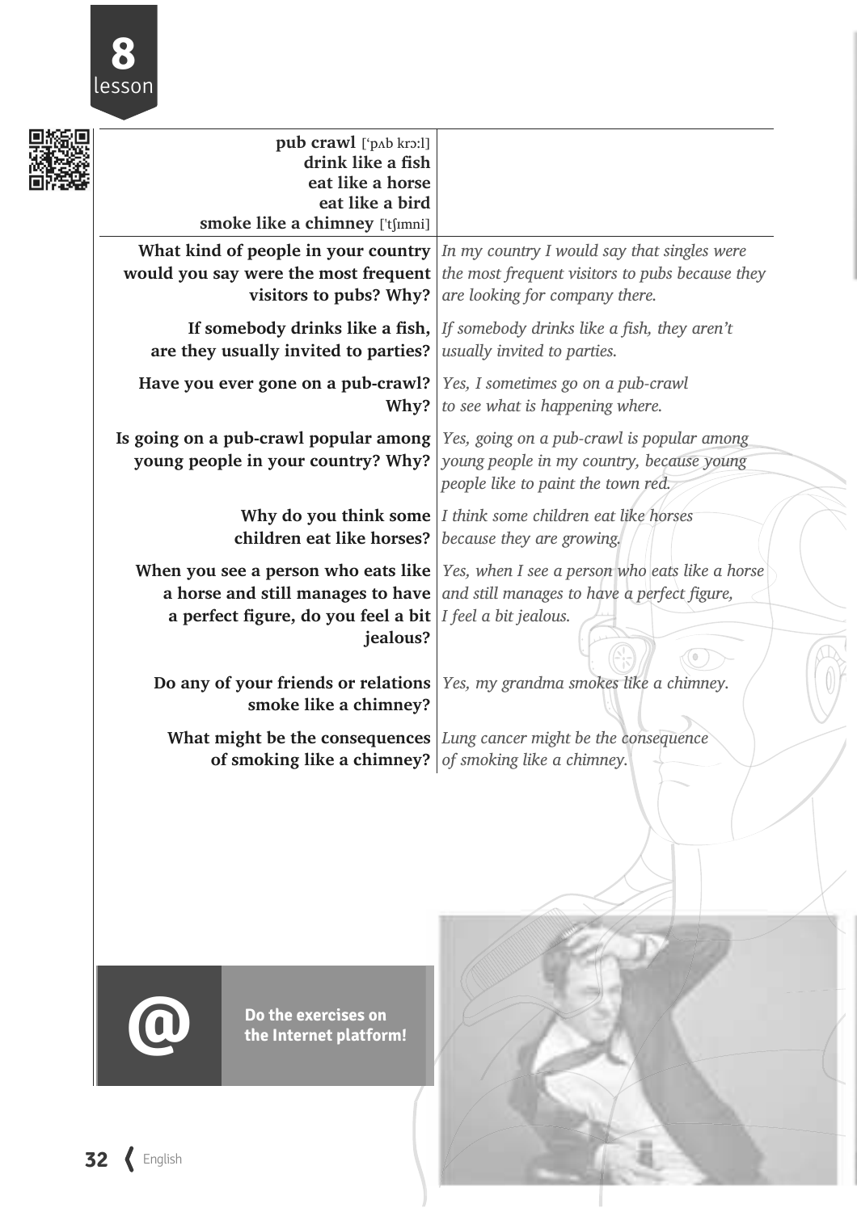# 8 lesson

| | |
|---|---|
| **pub crawl** ['pʌb krɔːl]<br>**drink like a fish**<br>**eat like a horse**<br>**eat like a bird**<br>**smoke like a chimney** ['tʃɪmni] | |
| **What kind of people in your country would you say were the most frequent visitors to pubs? Why?** | *In my country I would say that singles were the most frequent visitors to pubs because they are looking for company there.* |
| **If somebody drinks like a fish, are they usually invited to parties?** | *If somebody drinks like a fish, they aren't usually invited to parties.* |
| **Have you ever gone on a pub-crawl? Why?** | *Yes, I sometimes go on a pub-crawl to see what is happening where.* |
| **Is going on a pub-crawl popular among young people in your country? Why?** | *Yes, going on a pub-crawl is popular among young people in my country, because young people like to paint the town red.* |
| **Why do you think some children eat like horses?** | *I think some children eat like horses because they are growing.* |
| **When you see a person who eats like a horse and still manages to have a perfect figure, do you feel a bit jealous?** | *Yes, when I see a person who eats like a horse and still manages to have a perfect figure, I feel a bit jealous.* |
| **Do any of your friends or relations smoke like a chimney?** | *Yes, my grandma smokes like a chimney.* |
| **What might be the consequences of smoking like a chimney?** | *Lung cancer might be the consequence of smoking like a chimney.* |

@ **Do the exercises on the Internet platform!**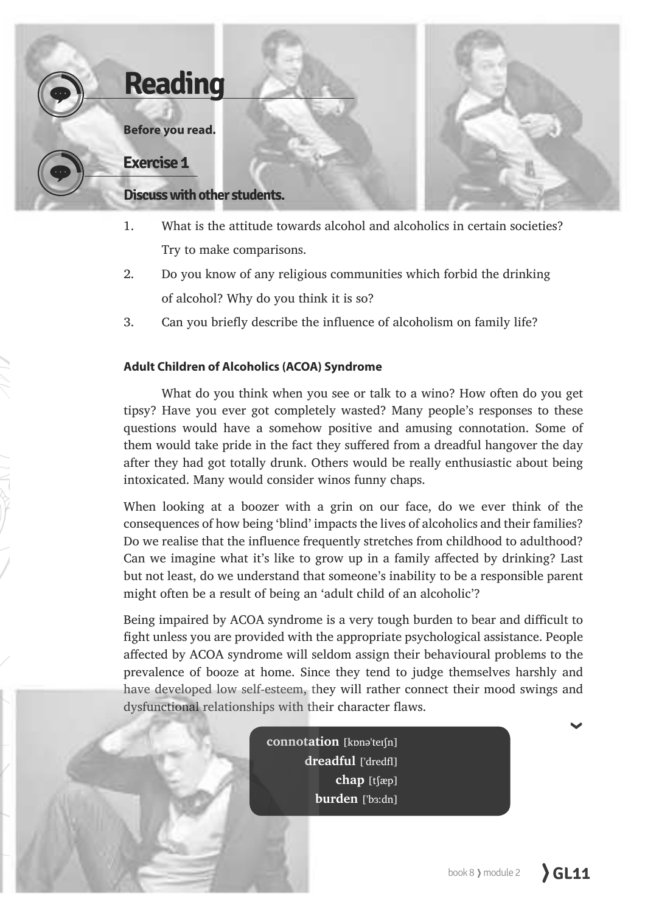# Reading

**Before you read.**

## Exercise 1

**Discuss with other students.**

1. What is the attitude towards alcohol and alcoholics in certain societies? Try to make comparisons.
2. Do you know of any religious communities which forbid the drinking of alcohol? Why do you think it is so?
3. Can you briefly describe the influence of alcoholism on family life?

### Adult Children of Alcoholics (ACOA) Syndrome

What do you think when you see or talk to a wino? How often do you get tipsy? Have you ever got completely wasted? Many people's responses to these questions would have a somehow positive and amusing connotation. Some of them would take pride in the fact they suffered from a dreadful hangover the day after they had got totally drunk. Others would be really enthusiastic about being intoxicated. Many would consider winos funny chaps.

When looking at a boozer with a grin on our face, do we ever think of the consequences of how being 'blind' impacts the lives of alcoholics and their families? Do we realise that the influence frequently stretches from childhood to adulthood? Can we imagine what it's like to grow up in a family affected by drinking? Last but not least, do we understand that someone's inability to be a responsible parent might often be a result of being an 'adult child of an alcoholic'?

Being impaired by ACOA syndrome is a very tough burden to bear and difficult to fight unless you are provided with the appropriate psychological assistance. People affected by ACOA syndrome will seldom assign their behavioural problems to the prevalence of booze at home. Since they tend to judge themselves harshly and have developed low self-esteem, they will rather connect their mood swings and dysfunctional relationships with their character flaws.

**connotation** [kɒnəˈteɪʃn]
**dreadful** [ˈdredfl]
**chap** [tʃæp]
**burden** [ˈbɜːdn]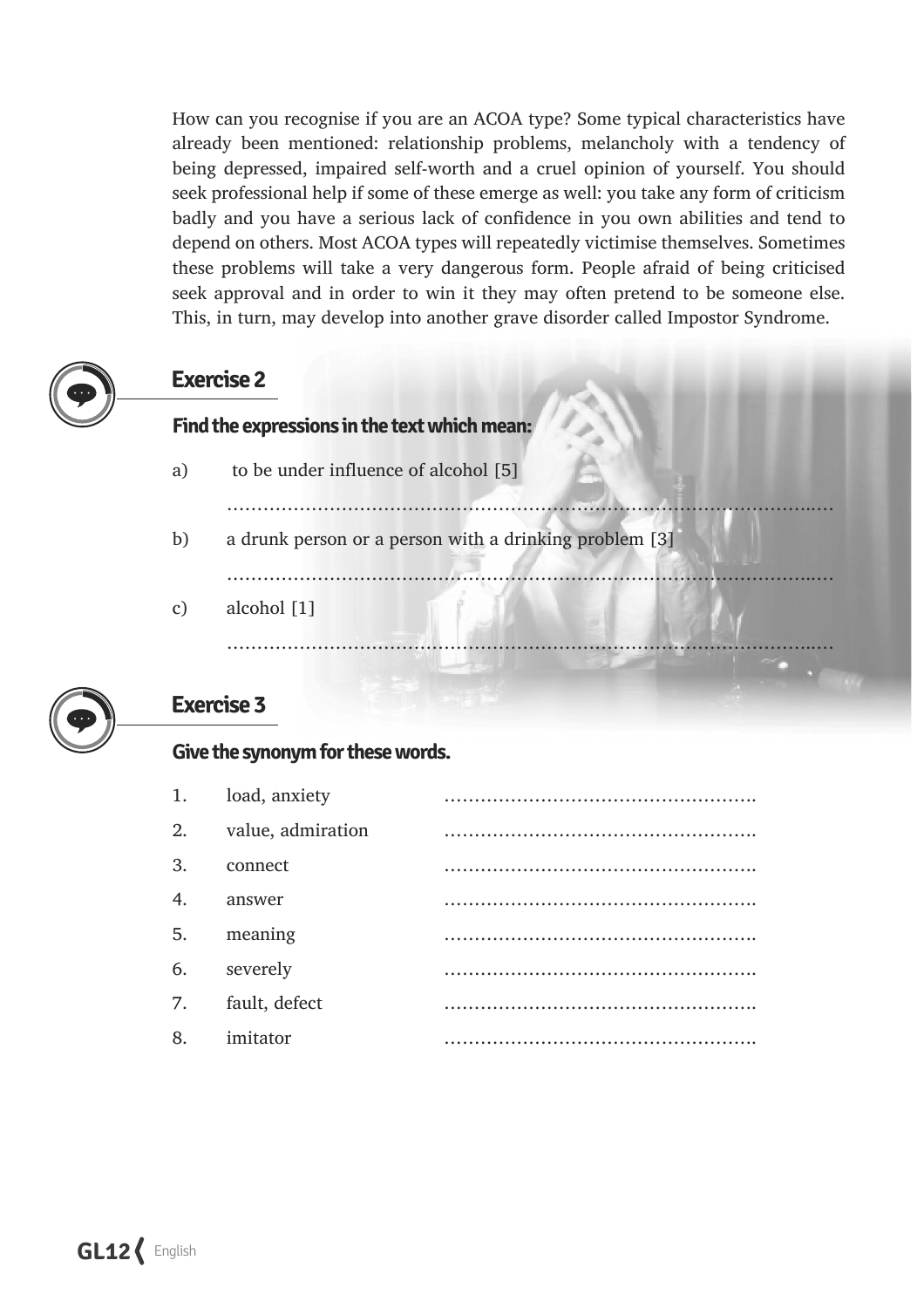How can you recognise if you are an ACOA type? Some typical characteristics have already been mentioned: relationship problems, melancholy with a tendency of being depressed, impaired self-worth and a cruel opinion of yourself. You should seek professional help if some of these emerge as well: you take any form of criticism badly and you have a serious lack of confidence in you own abilities and tend to depend on others. Most ACOA types will repeatedly victimise themselves. Sometimes these problems will take a very dangerous form. People afraid of being criticised seek approval and in order to win it they may often pretend to be someone else. This, in turn, may develop into another grave disorder called Impostor Syndrome.

## Exercise 2

**Find the expressions in the text which mean:**

a) to be under influence of alcohol [5]

……………………………………………………………………………………………

b) a drunk person or a person with a drinking problem [3]

……………………………………………………………………………………………

c) alcohol [1]

……………………………………………………………………………………………

## Exercise 3

**Give the synonym for these words.**

1. load, anxiety ……………………………………………
2. value, admiration ……………………………………………
3. connect ……………………………………………
4. answer ……………………………………………
5. meaning ……………………………………………
6. severely ……………………………………………
7. fault, defect ……………………………………………
8. imitator ……………………………………………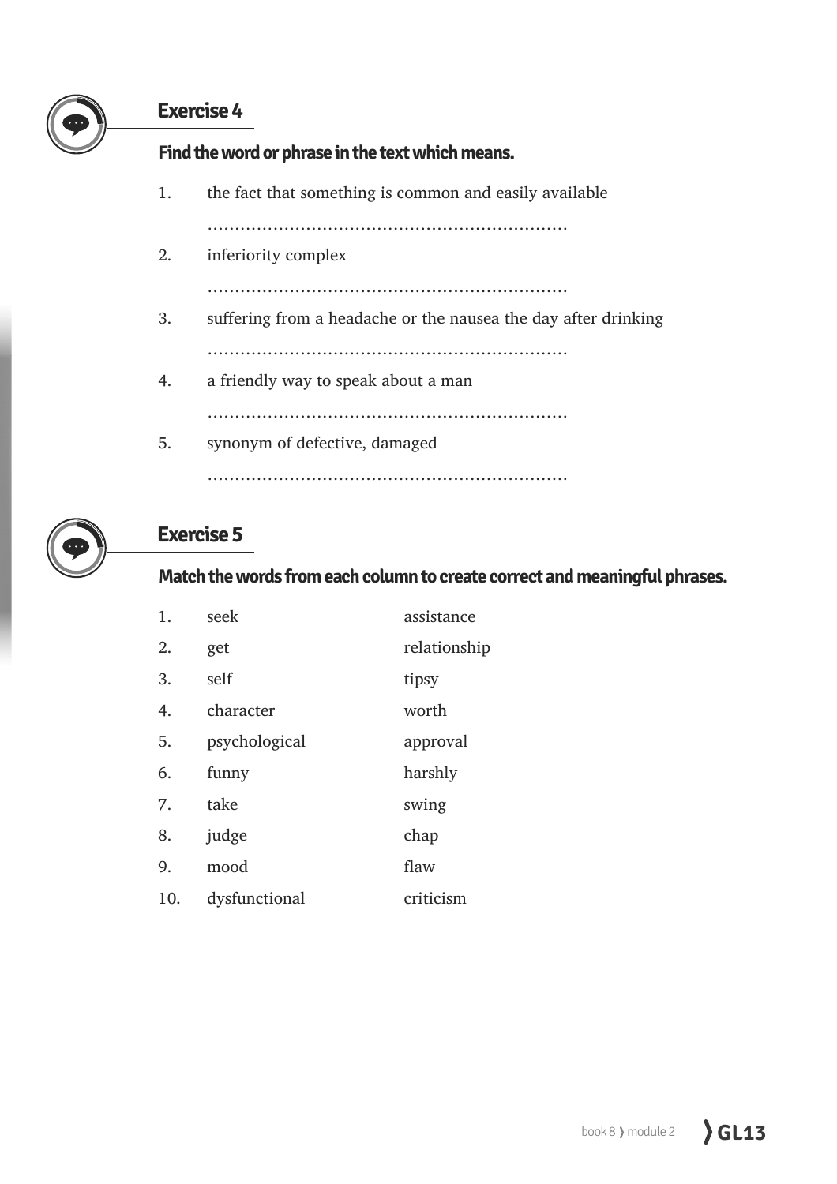## Exercise 4

**Find the word or phrase in the text which means.**

1. the fact that something is common and easily available

   ……………………………………………………………

2. inferiority complex

   ……………………………………………………………

3. suffering from a headache or the nausea the day after drinking

   ……………………………………………………………

4. a friendly way to speak about a man

   ……………………………………………………………

5. synonym of defective, damaged

   ……………………………………………………………

## Exercise 5

**Match the words from each column to create correct and meaningful phrases.**

| | | |
|---|---|---|
| 1. | seek | assistance |
| 2. | get | relationship |
| 3. | self | tipsy |
| 4. | character | worth |
| 5. | psychological | approval |
| 6. | funny | harshly |
| 7. | take | swing |
| 8. | judge | chap |
| 9. | mood | flaw |
| 10. | dysfunctional | criticism |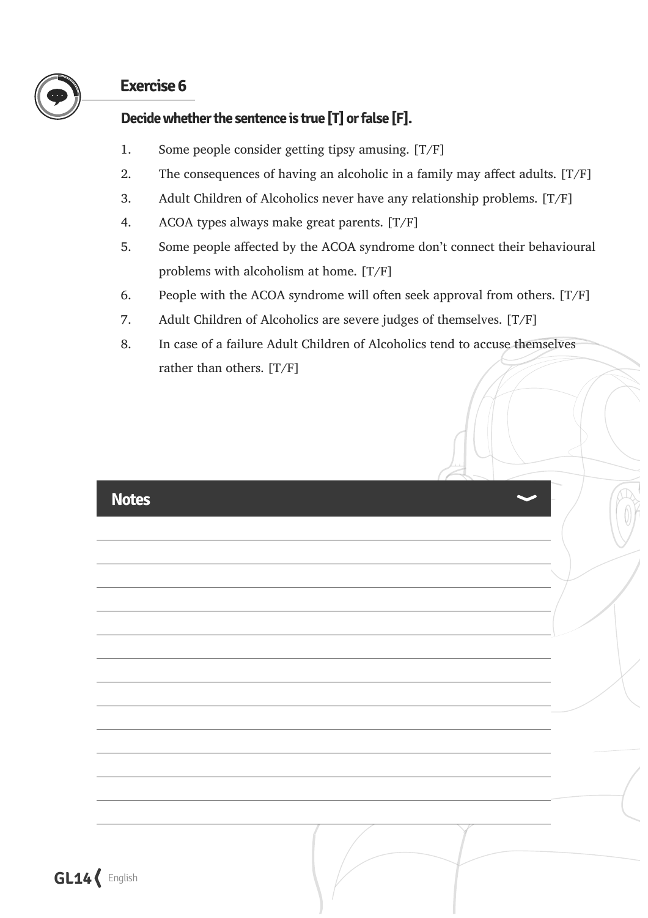## Exercise 6

**Decide whether the sentence is true [T] or false [F].**

1. Some people consider getting tipsy amusing. [T/F]
2. The consequences of having an alcoholic in a family may affect adults. [T/F]
3. Adult Children of Alcoholics never have any relationship problems. [T/F]
4. ACOA types always make great parents. [T/F]
5. Some people affected by the ACOA syndrome don't connect their behavioural problems with alcoholism at home. [T/F]
6. People with the ACOA syndrome will often seek approval from others. [T/F]
7. Adult Children of Alcoholics are severe judges of themselves. [T/F]
8. In case of a failure Adult Children of Alcoholics tend to accuse themselves rather than others. [T/F]

**Notes**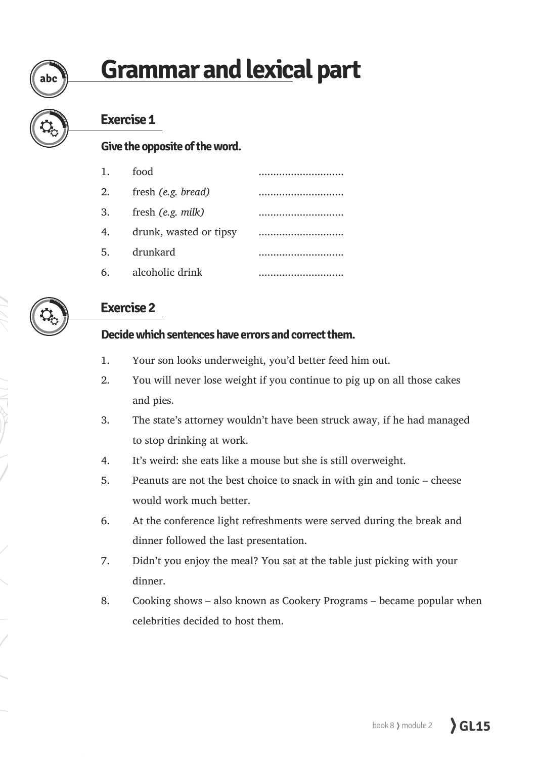# Grammar and lexical part

## Exercise 1

**Give the opposite of the word.**

1. food ............................
2. fresh *(e.g. bread)* ............................
3. fresh *(e.g. milk)* ............................
4. drunk, wasted or tipsy ............................
5. drunkard ............................
6. alcoholic drink ............................

## Exercise 2

**Decide which sentences have errors and correct them.**

1. Your son looks underweight, you'd better feed him out.
2. You will never lose weight if you continue to pig up on all those cakes and pies.
3. The state's attorney wouldn't have been struck away, if he had managed to stop drinking at work.
4. It's weird: she eats like a mouse but she is still overweight.
5. Peanuts are not the best choice to snack in with gin and tonic – cheese would work much better.
6. At the conference light refreshments were served during the break and dinner followed the last presentation.
7. Didn't you enjoy the meal? You sat at the table just picking with your dinner.
8. Cooking shows – also known as Cookery Programs – became popular when celebrities decided to host them.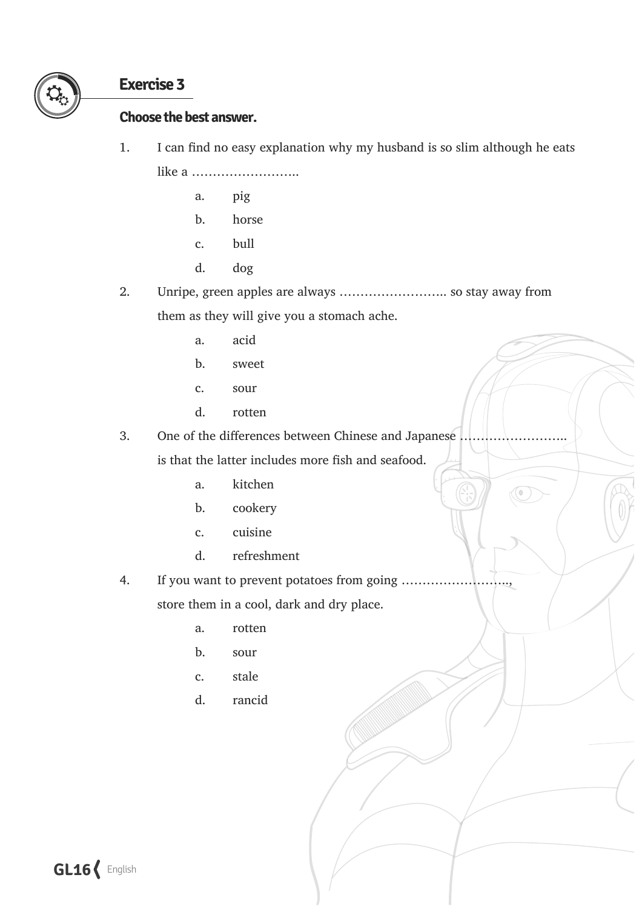## Exercise 3

**Choose the best answer.**

1. I can find no easy explanation why my husband is so slim although he eats like a ……………………..
   - a. pig
   - b. horse
   - c. bull
   - d. dog

2. Unripe, green apples are always …………………….. so stay away from them as they will give you a stomach ache.
   - a. acid
   - b. sweet
   - c. sour
   - d. rotten

3. One of the differences between Chinese and Japanese …………………….. is that the latter includes more fish and seafood.
   - a. kitchen
   - b. cookery
   - c. cuisine
   - d. refreshment

4. If you want to prevent potatoes from going …………………….., store them in a cool, dark and dry place.
   - a. rotten
   - b. sour
   - c. stale
   - d. rancid